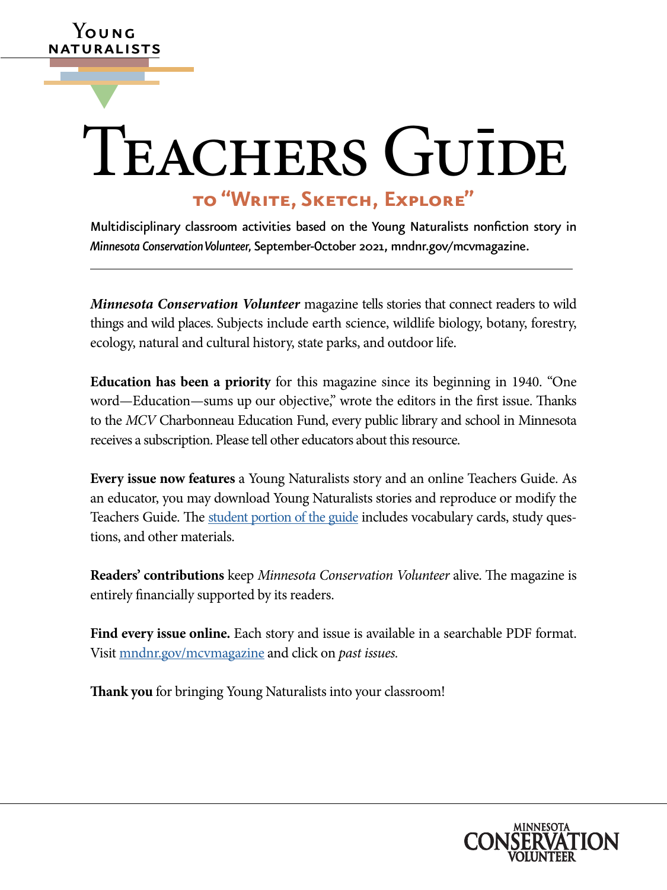Young Naturalists

# Teachers Guide

## to "Write, Sketch, Explore"

Multidisciplinary classroom activities based on the Young Naturalists nonfiction story in *Minnesota Conservation Volunteer*, September-October 2021, mndnr.gov/mcvmagazine.

---

***Minnesota Conservation Volunteer*** magazine tells stories that connect readers to wild things and wild places. Subjects include earth science, wildlife biology, botany, forestry, ecology, natural and cultural history, state parks, and outdoor life.

**Education has been a priority** for this magazine since its beginning in 1940. "One word—Education—sums up our objective," wrote the editors in the first issue. Thanks to the *MCV* Charbonneau Education Fund, every public library and school in Minnesota receives a subscription. Please tell other educators about this resource.

**Every issue now features** a Young Naturalists story and an online Teachers Guide. As an educator, you may download Young Naturalists stories and reproduce or modify the Teachers Guide. The student portion of the guide includes vocabulary cards, study questions, and other materials.

**Readers' contributions** keep *Minnesota Conservation Volunteer* alive. The magazine is entirely financially supported by its readers.

**Find every issue online.** Each story and issue is available in a searchable PDF format. Visit mndnr.gov/mcvmagazine and click on *past issues.*

**Thank you** for bringing Young Naturalists into your classroom!

Minnesota Conservation Volunteer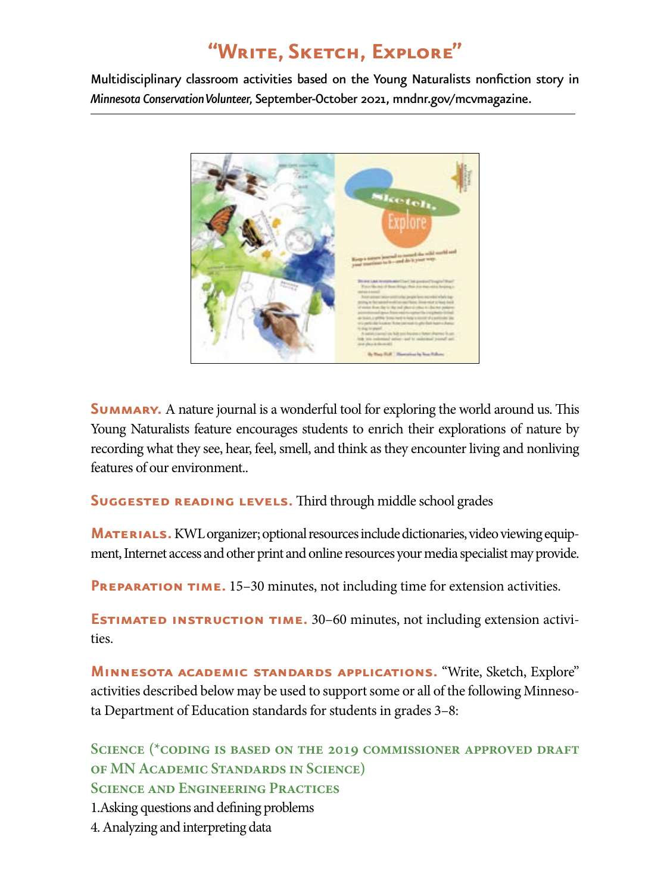# "Write, Sketch, Explore"

Multidisciplinary classroom activities based on the Young Naturalists nonfiction story in *Minnesota Conservation Volunteer*, September-October 2021, mndnr.gov/mcvmagazine.

**Summary.** A nature journal is a wonderful tool for exploring the world around us. This Young Naturalists feature encourages students to enrich their explorations of nature by recording what they see, hear, feel, smell, and think as they encounter living and nonliving features of our environment..

**Suggested reading levels.** Third through middle school grades

**Materials.** KWL organizer; optional resources include dictionaries, video viewing equipment, Internet access and other print and online resources your media specialist may provide.

**Preparation time.** 15–30 minutes, not including time for extension activities.

**Estimated instruction time.** 30–60 minutes, not including extension activities.

**Minnesota academic standards applications.** "Write, Sketch, Explore" activities described below may be used to support some or all of the following Minnesota Department of Education standards for students in grades 3–8:

### Science (*coding is based on the 2019 commissioner approved draft of MN Academic Standards in Science)

### Science and Engineering Practices

1.Asking questions and defining problems

4. Analyzing and interpreting data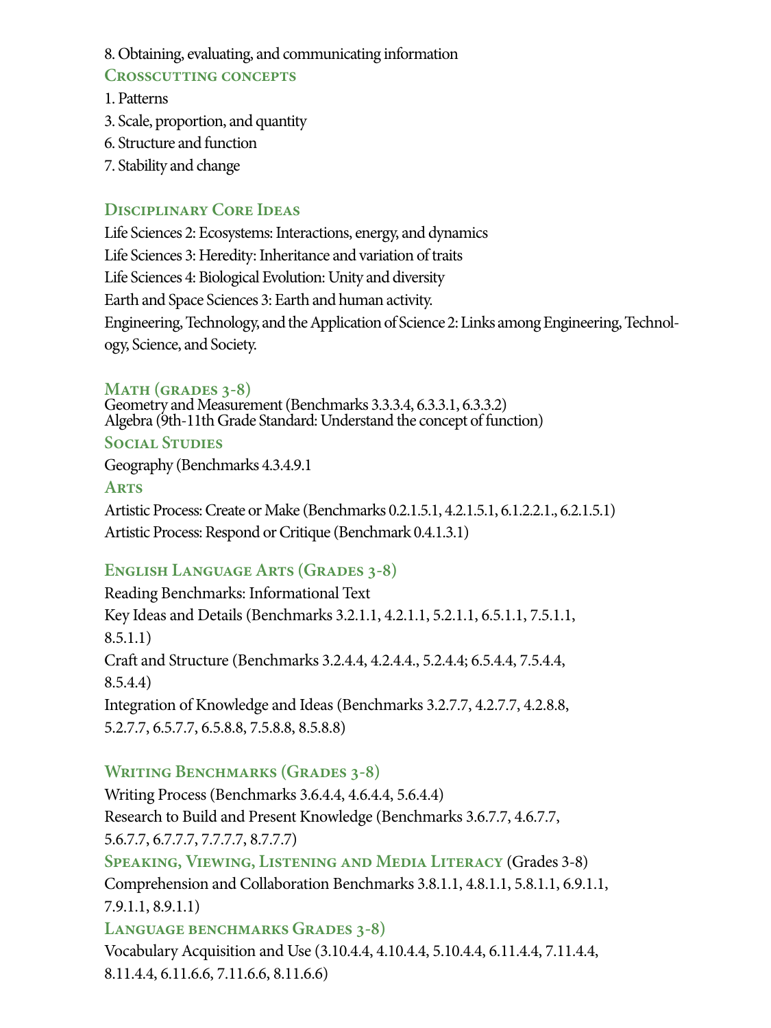8. Obtaining, evaluating, and communicating information

### Crosscutting concepts

1. Patterns
3. Scale, proportion, and quantity
6. Structure and function
7. Stability and change

### Disciplinary Core Ideas

Life Sciences 2: Ecosystems: Interactions, energy, and dynamics
Life Sciences 3: Heredity: Inheritance and variation of traits
Life Sciences 4: Biological Evolution: Unity and diversity
Earth and Space Sciences 3: Earth and human activity.
Engineering, Technology, and the Application of Science 2: Links among Engineering, Technology, Science, and Society.

### Math (grades 3-8)

Geometry and Measurement (Benchmarks 3.3.3.4, 6.3.3.1, 6.3.3.2)
Algebra (9th-11th Grade Standard: Understand the concept of function)

### Social Studies

Geography (Benchmarks 4.3.4.9.1

### Arts

Artistic Process: Create or Make (Benchmarks 0.2.1.5.1, 4.2.1.5.1, 6.1.2.2.1., 6.2.1.5.1)
Artistic Process: Respond or Critique (Benchmark 0.4.1.3.1)

### English Language Arts (Grades 3-8)

Reading Benchmarks: Informational Text
Key Ideas and Details (Benchmarks 3.2.1.1, 4.2.1.1, 5.2.1.1, 6.5.1.1, 7.5.1.1, 8.5.1.1)
Craft and Structure (Benchmarks 3.2.4.4, 4.2.4.4., 5.2.4.4; 6.5.4.4, 7.5.4.4, 8.5.4.4)
Integration of Knowledge and Ideas (Benchmarks 3.2.7.7, 4.2.7.7, 4.2.8.8, 5.2.7.7, 6.5.7.7, 6.5.8.8, 7.5.8.8, 8.5.8.8)

### Writing Benchmarks (Grades 3-8)

Writing Process (Benchmarks 3.6.4.4, 4.6.4.4, 5.6.4.4)
Research to Build and Present Knowledge (Benchmarks 3.6.7.7, 4.6.7.7, 5.6.7.7, 6.7.7.7, 7.7.7.7, 8.7.7.7)

### Speaking, Viewing, Listening and Media Literacy (Grades 3-8)

Comprehension and Collaboration Benchmarks 3.8.1.1, 4.8.1.1, 5.8.1.1, 6.9.1.1, 7.9.1.1, 8.9.1.1)

### Language benchmarks Grades 3-8)

Vocabulary Acquisition and Use (3.10.4.4, 4.10.4.4, 5.10.4.4, 6.11.4.4, 7.11.4.4, 8.11.4.4, 6.11.6.6, 7.11.6.6, 8.11.6.6)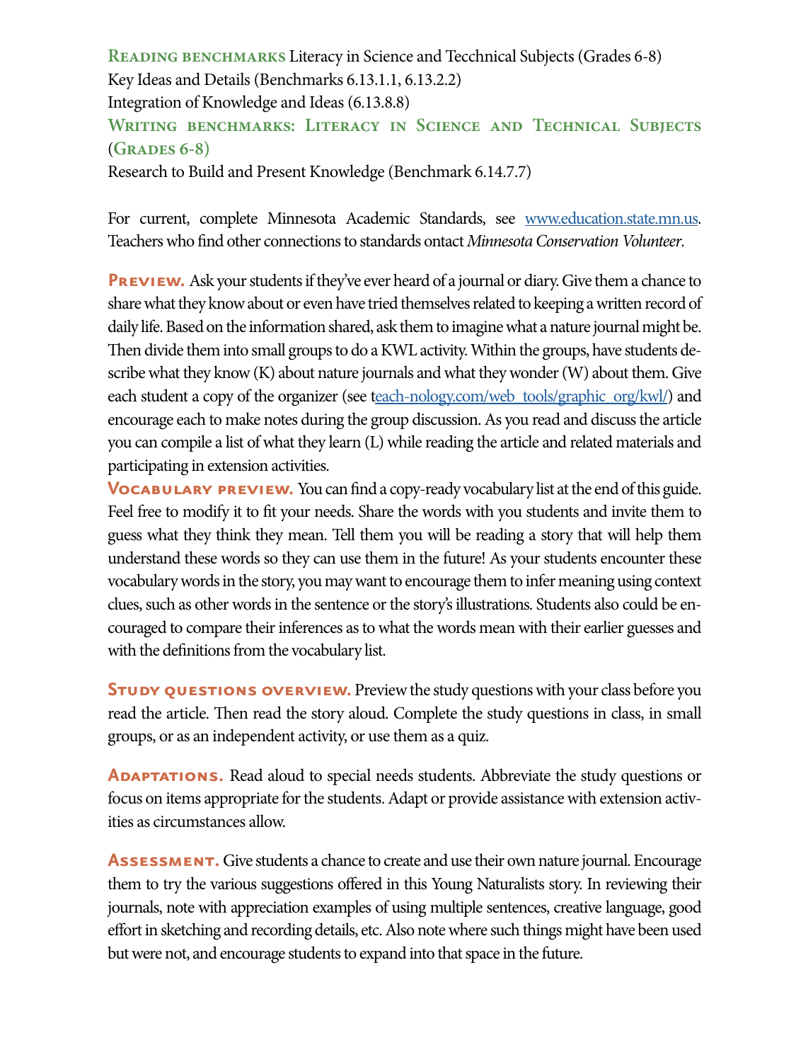**Reading benchmarks** Literacy in Science and Tecchnical Subjects (Grades 6-8)
Key Ideas and Details (Benchmarks 6.13.1.1, 6.13.2.2)
Integration of Knowledge and Ideas (6.13.8.8)

**Writing benchmarks: Literacy in Science and Technical Subjects (Grades 6-8)**
Research to Build and Present Knowledge (Benchmark 6.14.7.7)

For current, complete Minnesota Academic Standards, see [www.education.state.mn.us](www.education.state.mn.us). Teachers who find other connections to standards ontact *Minnesota Conservation Volunteer*.

**Preview.** Ask your students if they've ever heard of a journal or diary. Give them a chance to share what they know about or even have tried themselves related to keeping a written record of daily life. Based on the information shared, ask them to imagine what a nature journal might be. Then divide them into small groups to do a KWL activity. Within the groups, have students describe what they know (K) about nature journals and what they wonder (W) about them. Give each student a copy of the organizer (see [teach-nology.com/web_tools/graphic_org/kwl/](teach-nology.com/web_tools/graphic_org/kwl/)) and encourage each to make notes during the group discussion. As you read and discuss the article you can compile a list of what they learn (L) while reading the article and related materials and participating in extension activities.

**Vocabulary preview.** You can find a copy-ready vocabulary list at the end of this guide. Feel free to modify it to fit your needs. Share the words with you students and invite them to guess what they think they mean. Tell them you will be reading a story that will help them understand these words so they can use them in the future! As your students encounter these vocabulary words in the story, you may want to encourage them to infer meaning using context clues, such as other words in the sentence or the story's illustrations. Students also could be encouraged to compare their inferences as to what the words mean with their earlier guesses and with the definitions from the vocabulary list.

**Study questions overview.** Preview the study questions with your class before you read the article. Then read the story aloud. Complete the study questions in class, in small groups, or as an independent activity, or use them as a quiz.

**Adaptations.** Read aloud to special needs students. Abbreviate the study questions or focus on items appropriate for the students. Adapt or provide assistance with extension activities as circumstances allow.

**Assessment.** Give students a chance to create and use their own nature journal. Encourage them to try the various suggestions offered in this Young Naturalists story. In reviewing their journals, note with appreciation examples of using multiple sentences, creative language, good effort in sketching and recording details, etc. Also note where such things might have been used but were not, and encourage students to expand into that space in the future.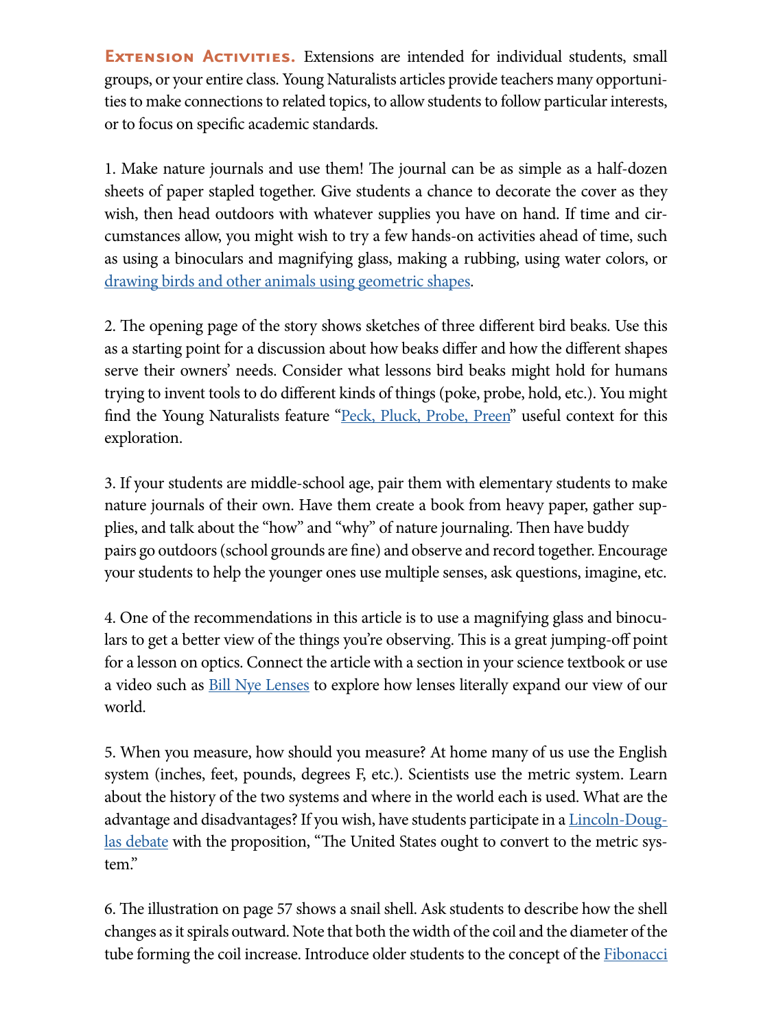**Extension Activities.** Extensions are intended for individual students, small groups, or your entire class. Young Naturalists articles provide teachers many opportunities to make connections to related topics, to allow students to follow particular interests, or to focus on specific academic standards.

1. Make nature journals and use them! The journal can be as simple as a half-dozen sheets of paper stapled together. Give students a chance to decorate the cover as they wish, then head outdoors with whatever supplies you have on hand. If time and circumstances allow, you might wish to try a few hands-on activities ahead of time, such as using a binoculars and magnifying glass, making a rubbing, using water colors, or drawing birds and other animals using geometric shapes.

2. The opening page of the story shows sketches of three different bird beaks. Use this as a starting point for a discussion about how beaks differ and how the different shapes serve their owners' needs. Consider what lessons bird beaks might hold for humans trying to invent tools to do different kinds of things (poke, probe, hold, etc.). You might find the Young Naturalists feature "Peck, Pluck, Probe, Preen" useful context for this exploration.

3. If your students are middle-school age, pair them with elementary students to make nature journals of their own. Have them create a book from heavy paper, gather supplies, and talk about the "how" and "why" of nature journaling. Then have buddy pairs go outdoors (school grounds are fine) and observe and record together. Encourage your students to help the younger ones use multiple senses, ask questions, imagine, etc.

4. One of the recommendations in this article is to use a magnifying glass and binoculars to get a better view of the things you're observing. This is a great jumping-off point for a lesson on optics. Connect the article with a section in your science textbook or use a video such as Bill Nye Lenses to explore how lenses literally expand our view of our world.

5. When you measure, how should you measure? At home many of us use the English system (inches, feet, pounds, degrees F, etc.). Scientists use the metric system. Learn about the history of the two systems and where in the world each is used. What are the advantage and disadvantages? If you wish, have students participate in a Lincoln-Douglas debate with the proposition, "The United States ought to convert to the metric system."

6. The illustration on page 57 shows a snail shell. Ask students to describe how the shell changes as it spirals outward. Note that both the width of the coil and the diameter of the tube forming the coil increase. Introduce older students to the concept of the Fibonacci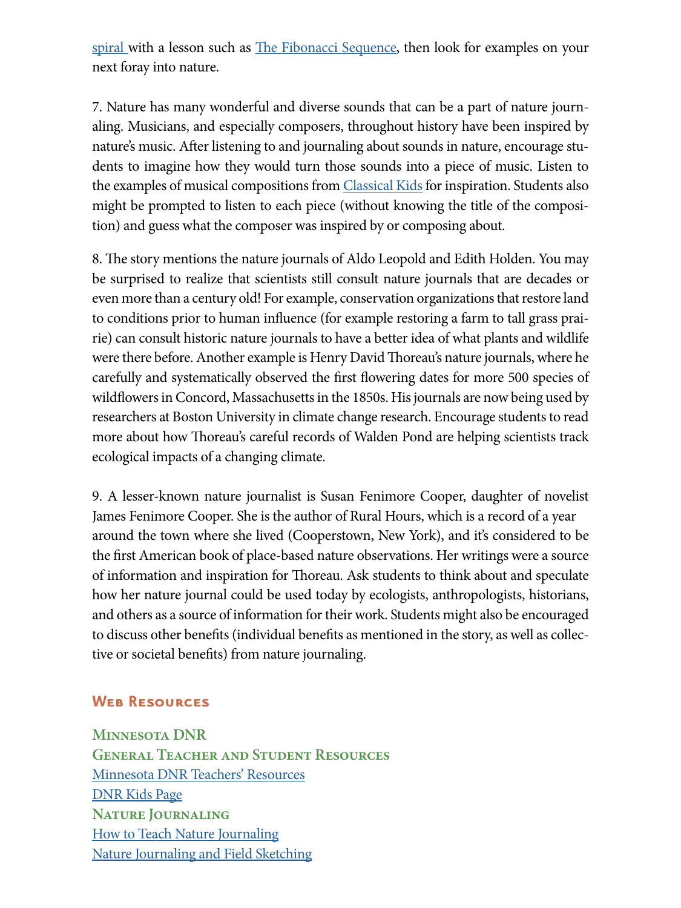spiral with a lesson such as The Fibonacci Sequence, then look for examples on your next foray into nature.

7. Nature has many wonderful and diverse sounds that can be a part of nature journaling. Musicians, and especially composers, throughout history have been inspired by nature's music. After listening to and journaling about sounds in nature, encourage students to imagine how they would turn those sounds into a piece of music. Listen to the examples of musical compositions from Classical Kids for inspiration. Students also might be prompted to listen to each piece (without knowing the title of the composition) and guess what the composer was inspired by or composing about.

8. The story mentions the nature journals of Aldo Leopold and Edith Holden. You may be surprised to realize that scientists still consult nature journals that are decades or even more than a century old! For example, conservation organizations that restore land to conditions prior to human influence (for example restoring a farm to tall grass prairie) can consult historic nature journals to have a better idea of what plants and wildlife were there before. Another example is Henry David Thoreau's nature journals, where he carefully and systematically observed the first flowering dates for more 500 species of wildflowers in Concord, Massachusetts in the 1850s. His journals are now being used by researchers at Boston University in climate change research. Encourage students to read more about how Thoreau's careful records of Walden Pond are helping scientists track ecological impacts of a changing climate.

9. A lesser-known nature journalist is Susan Fenimore Cooper, daughter of novelist James Fenimore Cooper. She is the author of Rural Hours, which is a record of a year around the town where she lived (Cooperstown, New York), and it's considered to be the first American book of place-based nature observations. Her writings were a source of information and inspiration for Thoreau. Ask students to think about and speculate how her nature journal could be used today by ecologists, anthropologists, historians, and others as a source of information for their work. Students might also be encouraged to discuss other benefits (individual benefits as mentioned in the story, as well as collective or societal benefits) from nature journaling.

## Web Resources

### Minnesota DNR

### General Teacher and Student Resources

Minnesota DNR Teachers' Resources

DNR Kids Page

### Nature Journaling

How to Teach Nature Journaling

Nature Journaling and Field Sketching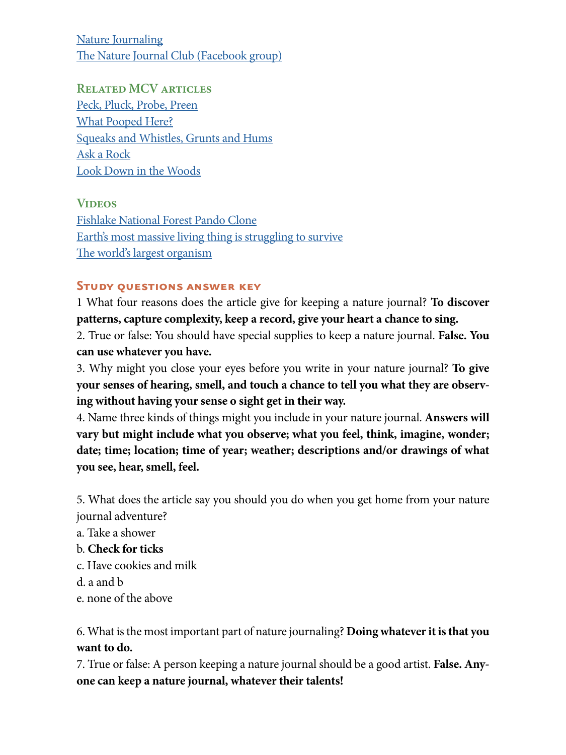[Nature Journaling](#)
[The Nature Journal Club (Facebook group)](#)

### Related MCV articles

[Peck, Pluck, Probe, Preen](#)
[What Pooped Here?](#)
[Squeaks and Whistles, Grunts and Hums](#)
[Ask a Rock](#)
[Look Down in the Woods](#)

### Videos

[Fishlake National Forest Pando Clone](#)
[Earth's most massive living thing is struggling to survive](#)
[The world's largest organism](#)

### Study questions answer key

1 What four reasons does the article give for keeping a nature journal? **To discover patterns, capture complexity, keep a record, give your heart a chance to sing.**

2. True or false: You should have special supplies to keep a nature journal. **False. You can use whatever you have.**

3. Why might you close your eyes before you write in your nature journal? **To give your senses of hearing, smell, and touch a chance to tell you what they are observing without having your sense o sight get in their way.**

4. Name three kinds of things might you include in your nature journal. **Answers will vary but might include what you observe; what you feel, think, imagine, wonder; date; time; location; time of year; weather; descriptions and/or drawings of what you see, hear, smell, feel.**

5. What does the article say you should you do when you get home from your nature journal adventure?

a. Take a shower
b. **Check for ticks**
c. Have cookies and milk
d. a and b
e. none of the above

6. What is the most important part of nature journaling? **Doing whatever it is that you want to do.**

7. True or false: A person keeping a nature journal should be a good artist. **False. Anyone can keep a nature journal, whatever their talents!**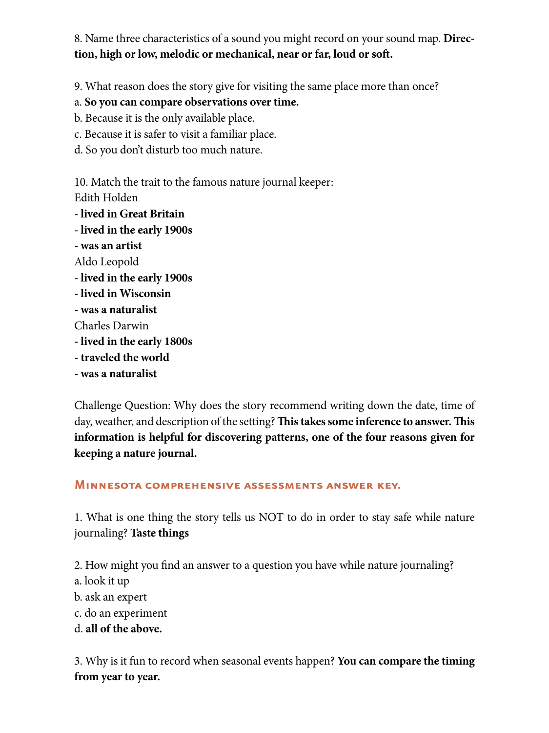8. Name three characteristics of a sound you might record on your sound map. **Direction, high or low, melodic or mechanical, near or far, loud or soft.**

9. What reason does the story give for visiting the same place more than once?

a. **So you can compare observations over time.**

b. Because it is the only available place.

c. Because it is safer to visit a familiar place.

d. So you don't disturb too much nature.

10. Match the trait to the famous nature journal keeper:

Edith Holden

- **lived in Great Britain**
- **lived in the early 1900s**
- **was an artist**

Aldo Leopold

- **lived in the early 1900s**
- **lived in Wisconsin**
- **was a naturalist**

Charles Darwin

- **lived in the early 1800s**
- **traveled the world**
- **was a naturalist**

Challenge Question: Why does the story recommend writing down the date, time of day, weather, and description of the setting? **This takes some inference to answer. This information is helpful for discovering patterns, one of the four reasons given for keeping a nature journal.**

## Minnesota comprehensive assessments answer key.

1. What is one thing the story tells us NOT to do in order to stay safe while nature journaling? **Taste things**

2. How might you find an answer to a question you have while nature journaling?

a. look it up

b. ask an expert

c. do an experiment

d. **all of the above.**

3. Why is it fun to record when seasonal events happen? **You can compare the timing from year to year.**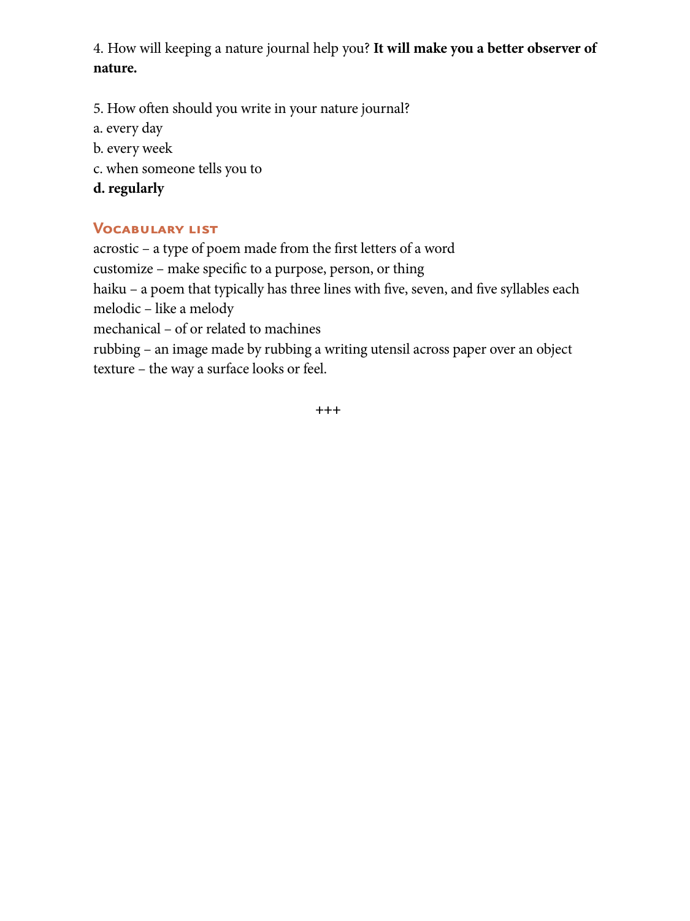4. How will keeping a nature journal help you? **It will make you a better observer of nature.**

5. How often should you write in your nature journal?
a. every day
b. every week
c. when someone tells you to
**d. regularly**

### Vocabulary list

acostic – a type of poem made from the first letters of a word
customize – make specific to a purpose, person, or thing
haiku – a poem that typically has three lines with five, seven, and five syllables each
melodic – like a melody
mechanical – of or related to machines
rubbing – an image made by rubbing a writing utensil across paper over an object
texture – the way a surface looks or feel.

+++